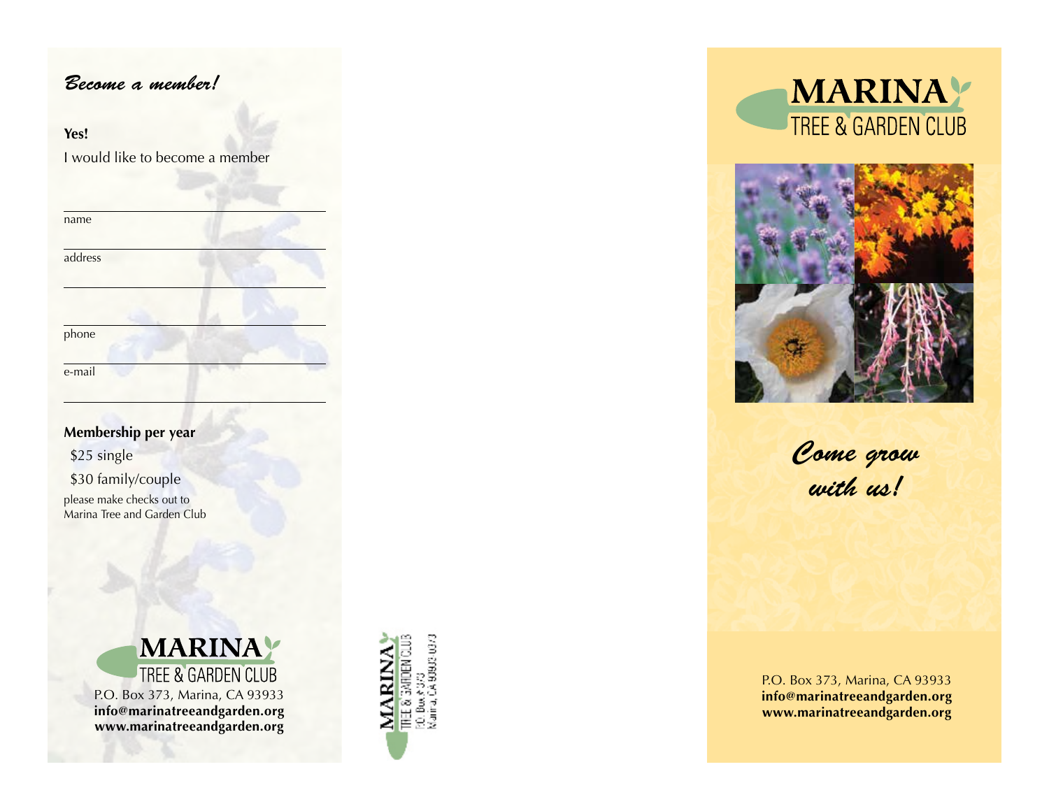## *Become a member!*

**Yes!**

I would like to become a member

name

address

phone

e-mail

**Membership per year**

$25 single

$30 family/couple

please make checks out to
Marina Tree and Garden Club

**MARINA**
TREE & GARDEN CLUB

P.O. Box 373, Marina, CA 93933
**info@marinatreeandgarden.org**
**www.marinatreeandgarden.org**

**MARINA**
TREE & GARDEN CLUB
P.O. Box 373
Marina, CA 93933-0373

# MARINA
## TREE & GARDEN CLUB

*Come grow with us!*

P.O. Box 373, Marina, CA 93933
**info@marinatreeandgarden.org**
**www.marinatreeandgarden.org**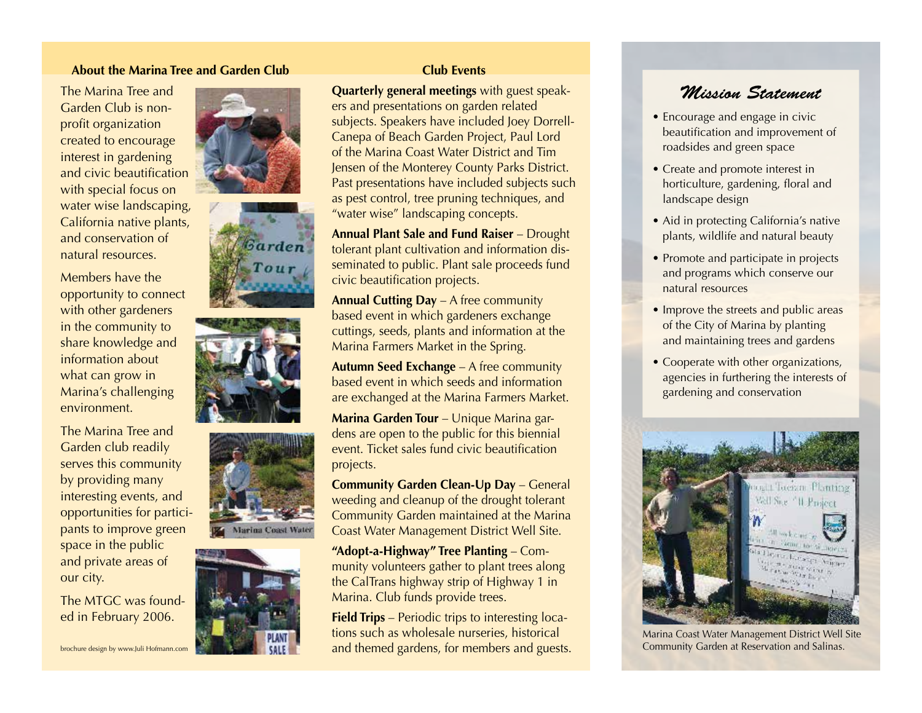## About the Marina Tree and Garden Club

The Marina Tree and Garden Club is non-profit organization created to encourage interest in gardening and civic beautification with special focus on water wise landscaping, California native plants, and conservation of natural resources.

Members have the opportunity to connect with other gardeners in the community to share knowledge and information about what can grow in Marina's challenging environment.

The Marina Tree and Garden club readily serves this community by providing many interesting events, and opportunities for participants to improve green space in the public and private areas of our city.

The MTGC was founded in February 2006.

brochure design by www.Juli Hofmann.com

## Club Events

**Quarterly general meetings** with guest speakers and presentations on garden related subjects. Speakers have included Joey Dorrell-Canepa of Beach Garden Project, Paul Lord of the Marina Coast Water District and Tim Jensen of the Monterey County Parks District. Past presentations have included subjects such as pest control, tree pruning techniques, and "water wise" landscaping concepts.

**Annual Plant Sale and Fund Raiser** – Drought tolerant plant cultivation and information disseminated to public. Plant sale proceeds fund civic beautification projects.

**Annual Cutting Day** – A free community based event in which gardeners exchange cuttings, seeds, plants and information at the Marina Farmers Market in the Spring.

**Autumn Seed Exchange** – A free community based event in which seeds and information are exchanged at the Marina Farmers Market.

**Marina Garden Tour** – Unique Marina gardens are open to the public for this biennial event. Ticket sales fund civic beautification projects.

**Community Garden Clean-Up Day** – General weeding and cleanup of the drought tolerant Community Garden maintained at the Marina Coast Water Management District Well Site.

**"Adopt-a-Highway" Tree Planting** – Community volunteers gather to plant trees along the CalTrans highway strip of Highway 1 in Marina. Club funds provide trees.

**Field Trips** – Periodic trips to interesting locations such as wholesale nurseries, historical and themed gardens, for members and guests.

## *Mission Statement*

- Encourage and engage in civic beautification and improvement of roadsides and green space
- Create and promote interest in horticulture, gardening, floral and landscape design
- Aid in protecting California's native plants, wildlife and natural beauty
- Promote and participate in projects and programs which conserve our natural resources
- Improve the streets and public areas of the City of Marina by planting and maintaining trees and gardens
- Cooperate with other organizations, agencies in furthering the interests of gardening and conservation

Marina Coast Water Management District Well Site Community Garden at Reservation and Salinas.